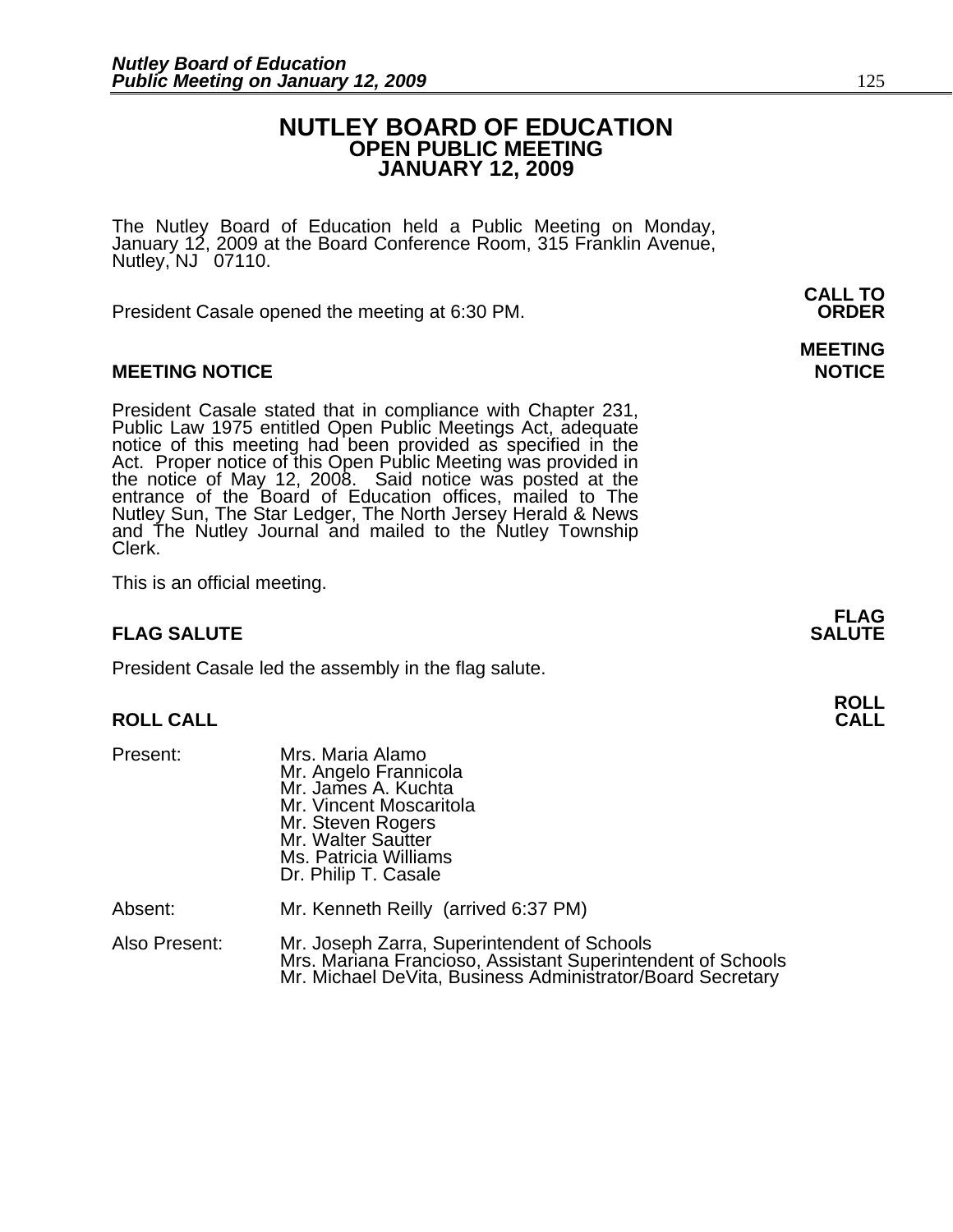# NUTLEY BOARD OF EDUCATION
## OPEN PUBLIC MEETING
## JANUARY 12, 2009

The Nutley Board of Education held a Public Meeting on Monday, January 12, 2009 at the Board Conference Room, 315 Franklin Avenue, Nutley, NJ 07110.

**CALL TO ORDER**

President Casale opened the meeting at 6:30 PM.

**MEETING NOTICE**

### MEETING NOTICE

President Casale stated that in compliance with Chapter 231, Public Law 1975 entitled Open Public Meetings Act, adequate notice of this meeting had been provided as specified in the Act. Proper notice of this Open Public Meeting was provided in the notice of May 12, 2008. Said notice was posted at the entrance of the Board of Education offices, mailed to The Nutley Sun, The Star Ledger, The North Jersey Herald & News and The Nutley Journal and mailed to the Nutley Township Clerk.

This is an official meeting.

**FLAG SALUTE**

### FLAG SALUTE

President Casale led the assembly in the flag salute.

**ROLL CALL**

### ROLL CALL

Present:
- Mrs. Maria Alamo
- Mr. Angelo Frannicola
- Mr. James A. Kuchta
- Mr. Vincent Moscaritola
- Mr. Steven Rogers
- Mr. Walter Sautter
- Ms. Patricia Williams
- Dr. Philip T. Casale

Absent: Mr. Kenneth Reilly (arrived 6:37 PM)

Also Present:
- Mr. Joseph Zarra, Superintendent of Schools
- Mrs. Mariana Francioso, Assistant Superintendent of Schools
- Mr. Michael DeVita, Business Administrator/Board Secretary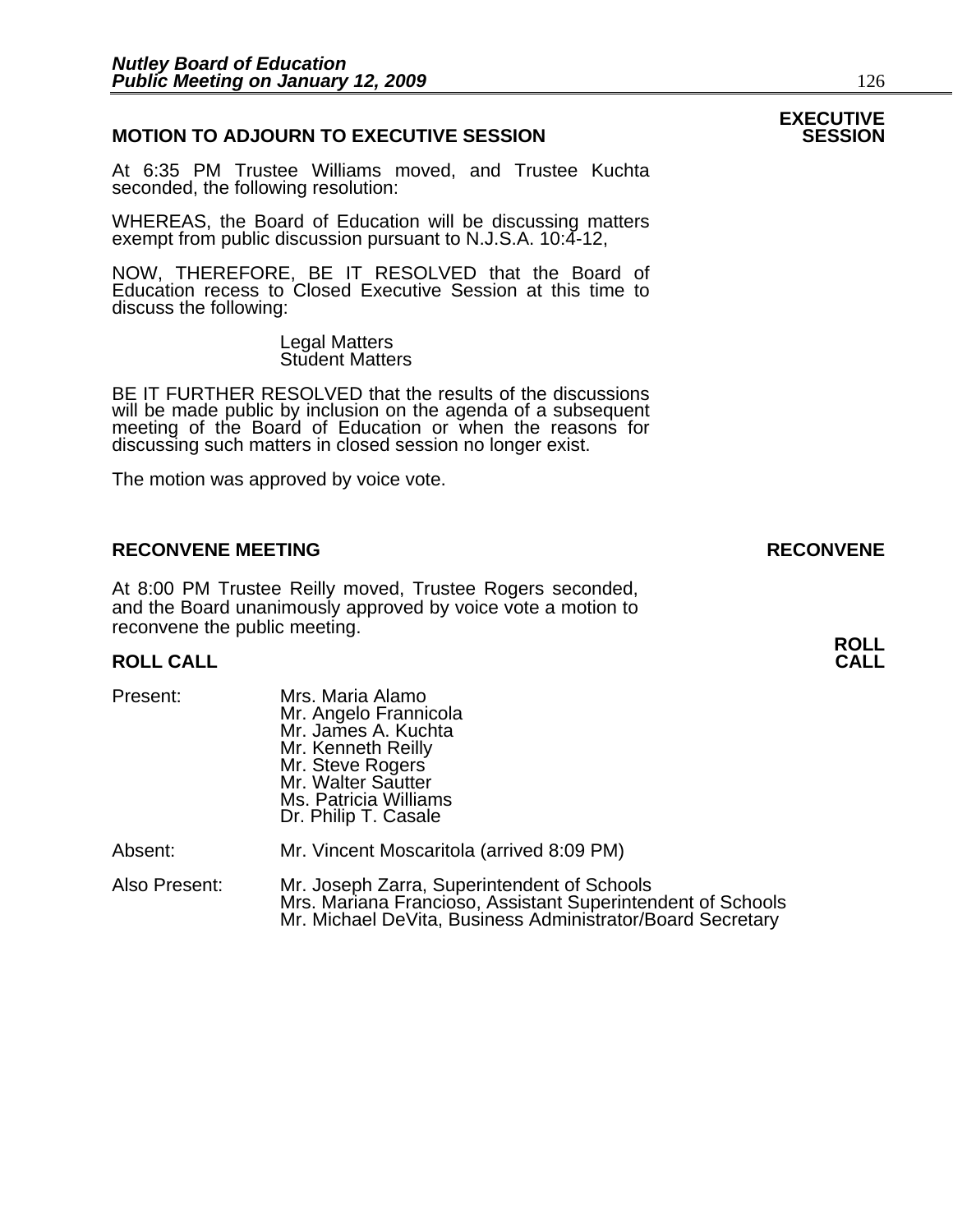## MOTION TO ADJOURN TO EXECUTIVE SESSION

**EXECUTIVE SESSION**

At 6:35 PM Trustee Williams moved, and Trustee Kuchta seconded, the following resolution:

WHEREAS, the Board of Education will be discussing matters exempt from public discussion pursuant to N.J.S.A. 10:4-12,

NOW, THEREFORE, BE IT RESOLVED that the Board of Education recess to Closed Executive Session at this time to discuss the following:

Legal Matters
Student Matters

BE IT FURTHER RESOLVED that the results of the discussions will be made public by inclusion on the agenda of a subsequent meeting of the Board of Education or when the reasons for discussing such matters in closed session no longer exist.

The motion was approved by voice vote.

## RECONVENE MEETING

**RECONVENE**

At 8:00 PM Trustee Reilly moved, Trustee Rogers seconded, and the Board unanimously approved by voice vote a motion to reconvene the public meeting.

## ROLL CALL

**ROLL CALL**

Present:
Mrs. Maria Alamo
Mr. Angelo Frannicola
Mr. James A. Kuchta
Mr. Kenneth Reilly
Mr. Steve Rogers
Mr. Walter Sautter
Ms. Patricia Williams
Dr. Philip T. Casale

Absent:
Mr. Vincent Moscaritola (arrived 8:09 PM)

Also Present:
Mr. Joseph Zarra, Superintendent of Schools
Mrs. Mariana Francioso, Assistant Superintendent of Schools
Mr. Michael DeVita, Business Administrator/Board Secretary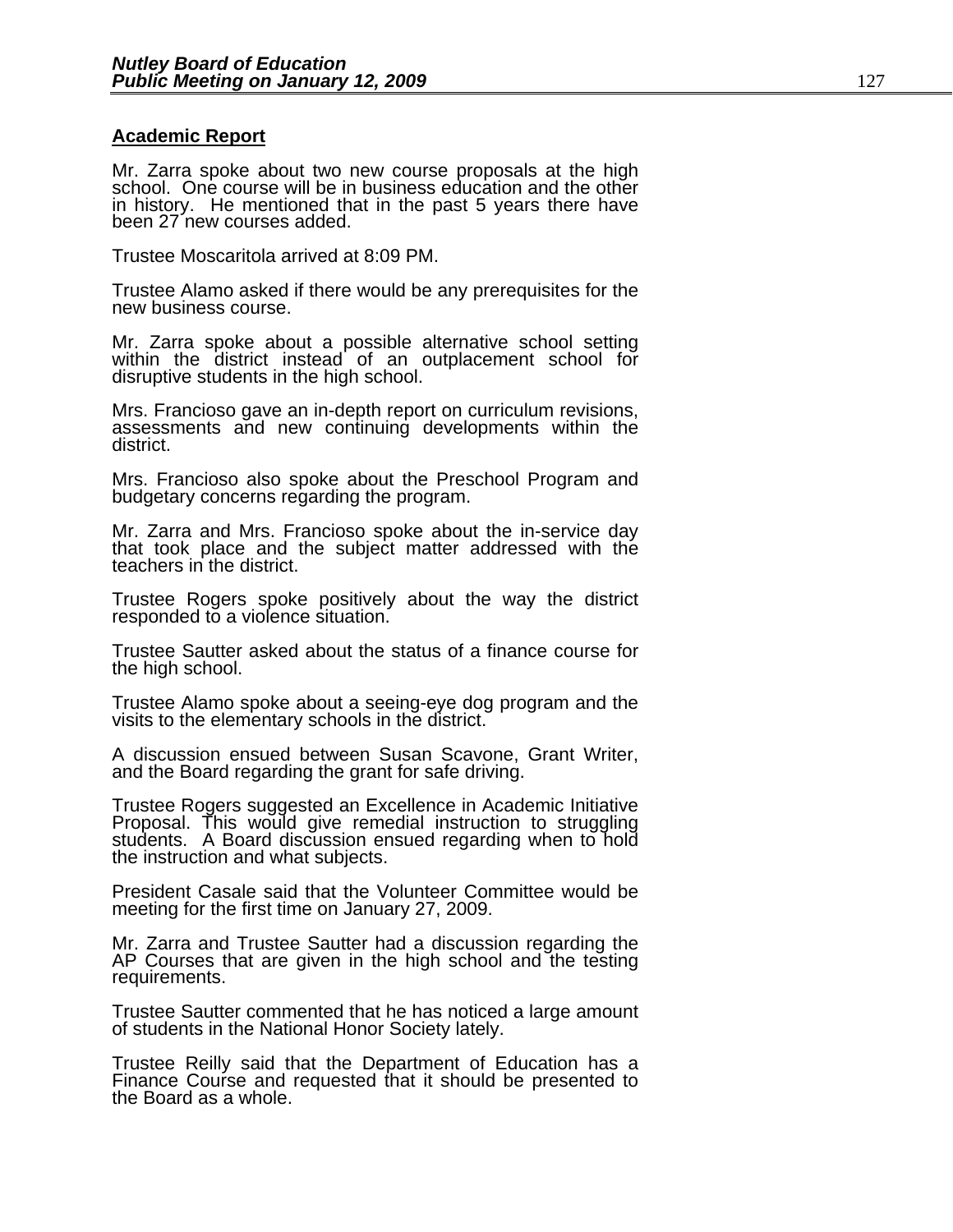## Academic Report

Mr. Zarra spoke about two new course proposals at the high school. One course will be in business education and the other in history. He mentioned that in the past 5 years there have been 27 new courses added.

Trustee Moscaritola arrived at 8:09 PM.

Trustee Alamo asked if there would be any prerequisites for the new business course.

Mr. Zarra spoke about a possible alternative school setting within the district instead of an outplacement school for disruptive students in the high school.

Mrs. Francioso gave an in-depth report on curriculum revisions, assessments and new continuing developments within the district.

Mrs. Francioso also spoke about the Preschool Program and budgetary concerns regarding the program.

Mr. Zarra and Mrs. Francioso spoke about the in-service day that took place and the subject matter addressed with the teachers in the district.

Trustee Rogers spoke positively about the way the district responded to a violence situation.

Trustee Sautter asked about the status of a finance course for the high school.

Trustee Alamo spoke about a seeing-eye dog program and the visits to the elementary schools in the district.

A discussion ensued between Susan Scavone, Grant Writer, and the Board regarding the grant for safe driving.

Trustee Rogers suggested an Excellence in Academic Initiative Proposal. This would give remedial instruction to struggling students. A Board discussion ensued regarding when to hold the instruction and what subjects.

President Casale said that the Volunteer Committee would be meeting for the first time on January 27, 2009.

Mr. Zarra and Trustee Sautter had a discussion regarding the AP Courses that are given in the high school and the testing requirements.

Trustee Sautter commented that he has noticed a large amount of students in the National Honor Society lately.

Trustee Reilly said that the Department of Education has a Finance Course and requested that it should be presented to the Board as a whole.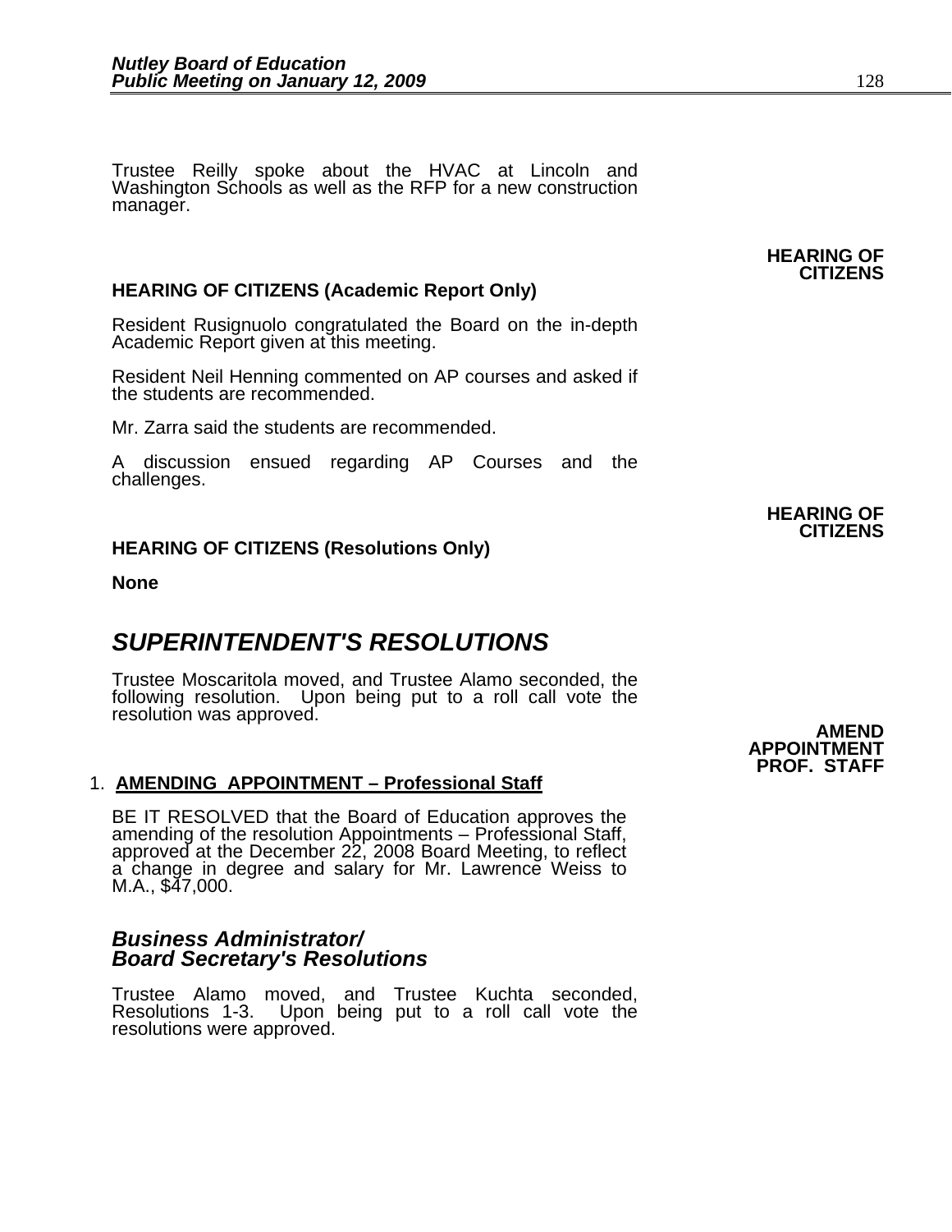Trustee Reilly spoke about the HVAC at Lincoln and Washington Schools as well as the RFP for a new construction manager.

**HEARING OF CITIZENS**

**HEARING OF CITIZENS (Academic Report Only)**

Resident Rusignuolo congratulated the Board on the in-depth Academic Report given at this meeting.

Resident Neil Henning commented on AP courses and asked if the students are recommended.

Mr. Zarra said the students are recommended.

A discussion ensued regarding AP Courses and the challenges.

**HEARING OF CITIZENS**

**HEARING OF CITIZENS (Resolutions Only)**

**None**

## *SUPERINTENDENT'S RESOLUTIONS*

Trustee Moscaritola moved, and Trustee Alamo seconded, the following resolution. Upon being put to a roll call vote the resolution was approved.

**AMEND APPOINTMENT PROF. STAFF**

1. **AMENDING APPOINTMENT – Professional Staff**

   BE IT RESOLVED that the Board of Education approves the amending of the resolution Appointments – Professional Staff, approved at the December 22, 2008 Board Meeting, to reflect a change in degree and salary for Mr. Lawrence Weiss to M.A., $47,000.

### *Business Administrator/ Board Secretary's Resolutions*

Trustee Alamo moved, and Trustee Kuchta seconded, Resolutions 1-3. Upon being put to a roll call vote the resolutions were approved.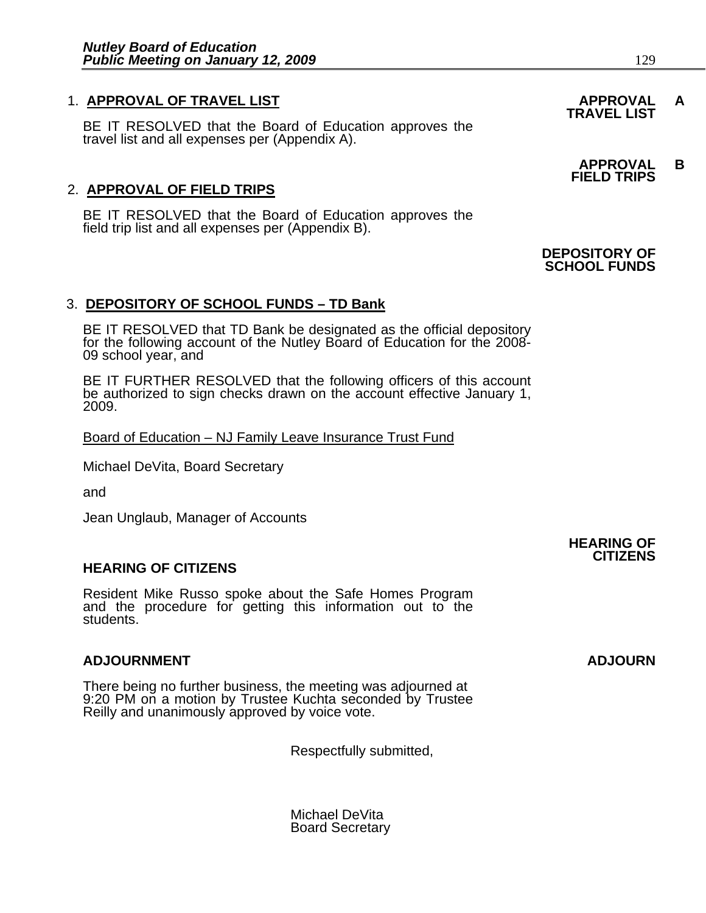1. **APPROVAL OF TRAVEL LIST**

**APPROVAL A TRAVEL LIST**

BE IT RESOLVED that the Board of Education approves the travel list and all expenses per (Appendix A).

**APPROVAL B FIELD TRIPS**

2. **APPROVAL OF FIELD TRIPS**

BE IT RESOLVED that the Board of Education approves the field trip list and all expenses per (Appendix B).

**DEPOSITORY OF SCHOOL FUNDS**

3. **DEPOSITORY OF SCHOOL FUNDS – TD Bank**

BE IT RESOLVED that TD Bank be designated as the official depository for the following account of the Nutley Board of Education for the 2008-09 school year, and

BE IT FURTHER RESOLVED that the following officers of this account be authorized to sign checks drawn on the account effective January 1, 2009.

Board of Education – NJ Family Leave Insurance Trust Fund

Michael DeVita, Board Secretary

and

Jean Unglaub, Manager of Accounts

**HEARING OF CITIZENS**

**HEARING OF CITIZENS**

Resident Mike Russo spoke about the Safe Homes Program and the procedure for getting this information out to the students.

**ADJOURNMENT** **ADJOURN**

There being no further business, the meeting was adjourned at 9:20 PM on a motion by Trustee Kuchta seconded by Trustee Reilly and unanimously approved by voice vote.

Respectfully submitted,

Michael DeVita
Board Secretary